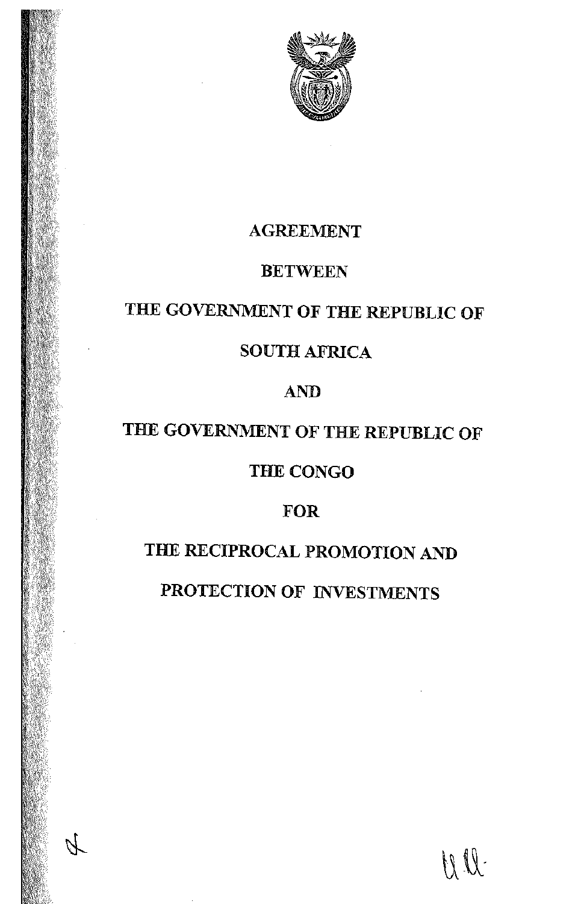# AGREEMENT

# BETWEEN

# THE GOVERNMENT OF THE REPUBLIC OF SOUTH AFRICA

# AND

# THE GOVERNMENT OF THE REPUBLIC OF THE CONGO

# FOR

# THE RECIPROCAL PROMOTION AND PROTECTION OF INVESTMENTS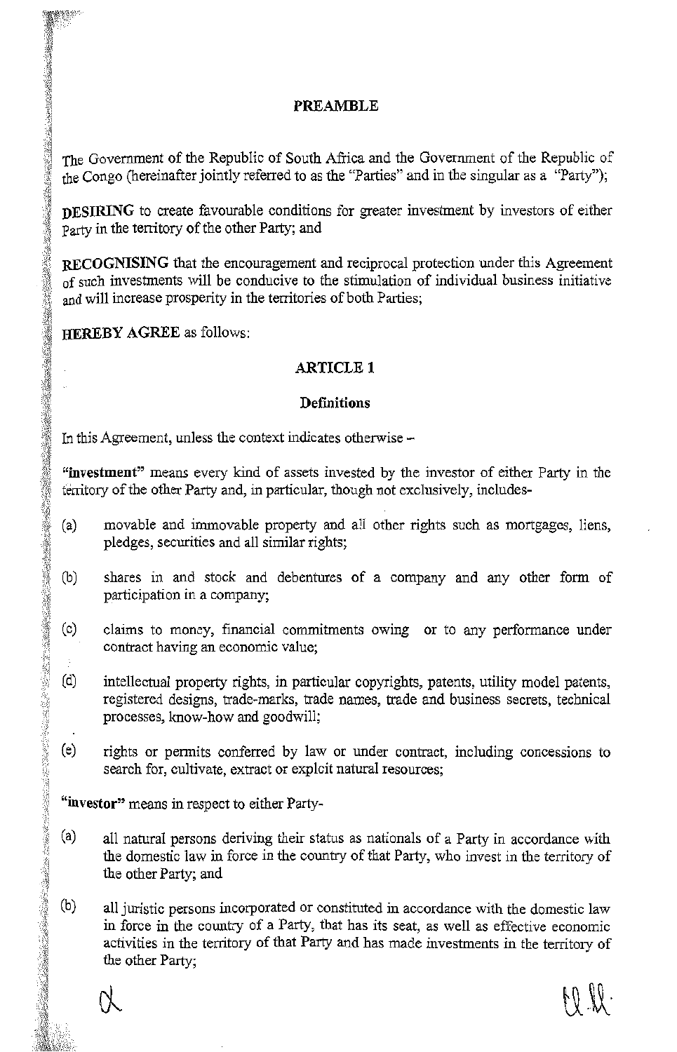## PREAMBLE

The Government of the Republic of South Africa and the Government of the Republic of the Congo (hereinafter jointly referred to as the "Parties" and in the singular as a "Party");

**DESIRING** to create favourable conditions for greater investment by investors of either Party in the territory of the other Party; and

**RECOGNISING** that the encouragement and reciprocal protection under this Agreement of such investments will be conducive to the stimulation of individual business initiative and will increase prosperity in the territories of both Parties;

**HEREBY AGREE** as follows:

## ARTICLE 1

### Definitions

In this Agreement, unless the context indicates otherwise –

**"investment"** means every kind of assets invested by the investor of either Party in the territory of the other Party and, in particular, though not exclusively, includes-

(a) movable and immovable property and all other rights such as mortgages, liens, pledges, securities and all similar rights;

(b) shares in and stock and debentures of a company and any other form of participation in a company;

(c) claims to money, financial commitments owing or to any performance under contract having an economic value;

(d) intellectual property rights, in particular copyrights, patents, utility model patents, registered designs, trade-marks, trade names, trade and business secrets, technical processes, know-how and goodwill;

(e) rights or permits conferred by law or under contract, including concessions to search for, cultivate, extract or exploit natural resources;

**"investor"** means in respect to either Party-

(a) all natural persons deriving their status as nationals of a Party in accordance with the domestic law in force in the country of that Party, who invest in the territory of the other Party; and

(b) all juristic persons incorporated or constituted in accordance with the domestic law in force in the country of a Party, that has its seat, as well as effective economic activities in the territory of that Party and has made investments in the territory of the other Party;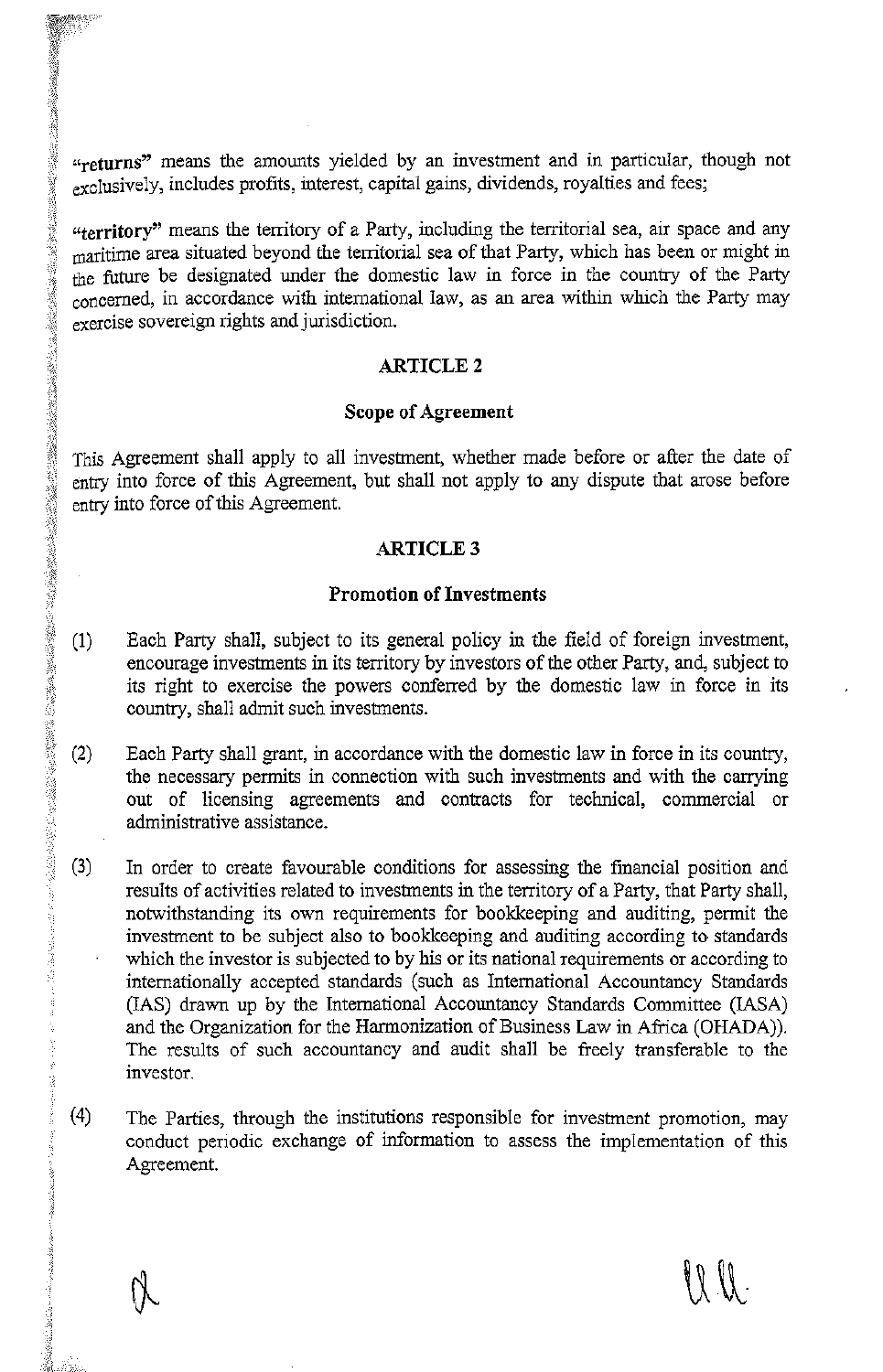"**returns**" means the amounts yielded by an investment and in particular, though not exclusively, includes profits, interest, capital gains, dividends, royalties and fees;

"**territory**" means the territory of a Party, including the territorial sea, air space and any maritime area situated beyond the territorial sea of that Party, which has been or might in the future be designated under the domestic law in force in the country of the Party concerned, in accordance with international law, as an area within which the Party may exercise sovereign rights and jurisdiction.

## ARTICLE 2

### Scope of Agreement

This Agreement shall apply to all investment, whether made before or after the date of entry into force of this Agreement, but shall not apply to any dispute that arose before entry into force of this Agreement.

## ARTICLE 3

### Promotion of Investments

(1) Each Party shall, subject to its general policy in the field of foreign investment, encourage investments in its territory by investors of the other Party, and, subject to its right to exercise the powers conferred by the domestic law in force in its country, shall admit such investments.

(2) Each Party shall grant, in accordance with the domestic law in force in its country, the necessary permits in connection with such investments and with the carrying out of licensing agreements and contracts for technical, commercial or administrative assistance.

(3) In order to create favourable conditions for assessing the financial position and results of activities related to investments in the territory of a Party, that Party shall, notwithstanding its own requirements for bookkeeping and auditing, permit the investment to be subject also to bookkeeping and auditing according to standards which the investor is subjected to by his or its national requirements or according to internationally accepted standards (such as International Accountancy Standards (IAS) drawn up by the International Accountancy Standards Committee (IASA) and the Organization for the Harmonization of Business Law in Africa (OHADA)). The results of such accountancy and audit shall be freely transferable to the investor.

(4) The Parties, through the institutions responsible for investment promotion, may conduct periodic exchange of information to assess the implementation of this Agreement.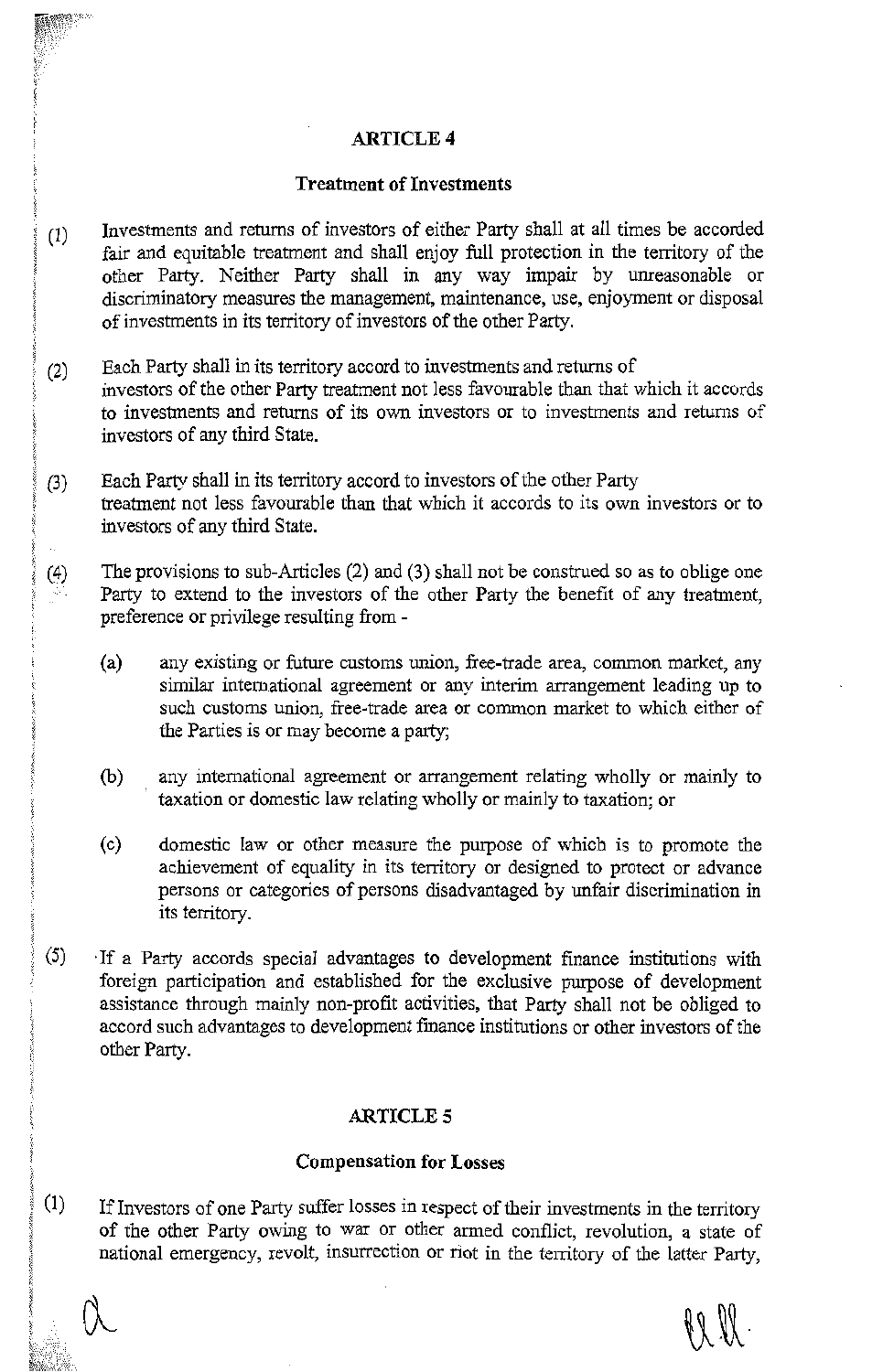## ARTICLE 4

### Treatment of Investments

(1) Investments and returns of investors of either Party shall at all times be accorded fair and equitable treatment and shall enjoy full protection in the territory of the other Party. Neither Party shall in any way impair by unreasonable or discriminatory measures the management, maintenance, use, enjoyment or disposal of investments in its territory of investors of the other Party.

(2) Each Party shall in its territory accord to investments and returns of investors of the other Party treatment not less favourable than that which it accords to investments and returns of its own investors or to investments and returns of investors of any third State.

(3) Each Party shall in its territory accord to investors of the other Party treatment not less favourable than that which it accords to its own investors or to investors of any third State.

(4) The provisions to sub-Articles (2) and (3) shall not be construed so as to oblige one Party to extend to the investors of the other Party the benefit of any treatment, preference or privilege resulting from -

(a) any existing or future customs union, free-trade area, common market, any similar international agreement or any interim arrangement leading up to such customs union, free-trade area or common market to which either of the Parties is or may become a party;

(b) any international agreement or arrangement relating wholly or mainly to taxation or domestic law relating wholly or mainly to taxation; or

(c) domestic law or other measure the purpose of which is to promote the achievement of equality in its territory or designed to protect or advance persons or categories of persons disadvantaged by unfair discrimination in its territory.

(5) If a Party accords special advantages to development finance institutions with foreign participation and established for the exclusive purpose of development assistance through mainly non-profit activities, that Party shall not be obliged to accord such advantages to development finance institutions or other investors of the other Party.

## ARTICLE 5

### Compensation for Losses

(1) If Investors of one Party suffer losses in respect of their investments in the territory of the other Party owing to war or other armed conflict, revolution, a state of national emergency, revolt, insurrection or riot in the territory of the latter Party,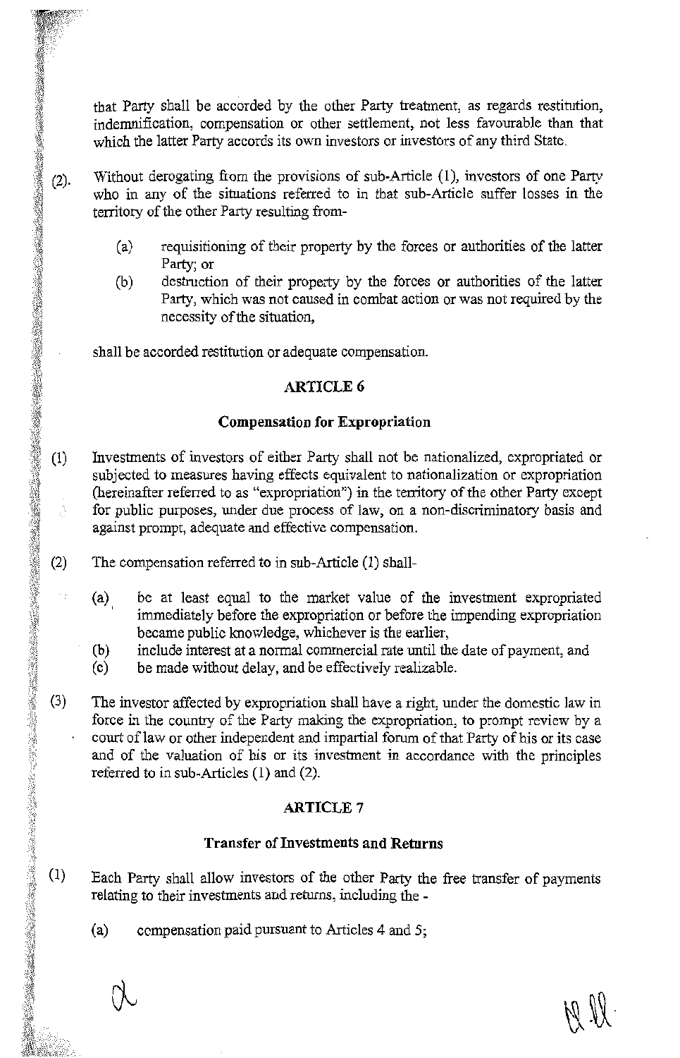that Party shall be accorded by the other Party treatment, as regards restitution, indemnification, compensation or other settlement, not less favourable than that which the latter Party accords its own investors or investors of any third State.

(2). Without derogating from the provisions of sub-Article (1), investors of one Party who in any of the situations referred to in that sub-Article suffer losses in the territory of the other Party resulting from-

   (a) requisitioning of their property by the forces or authorities of the latter Party; or

   (b) destruction of their property by the forces or authorities of the latter Party, which was not caused in combat action or was not required by the necessity of the situation,

shall be accorded restitution or adequate compensation.

## ARTICLE 6

### Compensation for Expropriation

(1) Investments of investors of either Party shall not be nationalized, expropriated or subjected to measures having effects equivalent to nationalization or expropriation (hereinafter referred to as "expropriation") in the territory of the other Party except for public purposes, under due process of law, on a non-discriminatory basis and against prompt, adequate and effective compensation.

(2) The compensation referred to in sub-Article (1) shall-

   (a) be at least equal to the market value of the investment expropriated immediately before the expropriation or before the impending expropriation became public knowledge, whichever is the earlier,

   (b) include interest at a normal commercial rate until the date of payment, and

   (c) be made without delay, and be effectively realizable.

(3) The investor affected by expropriation shall have a right, under the domestic law in force in the country of the Party making the expropriation, to prompt review by a court of law or other independent and impartial forum of that Party of his or its case and of the valuation of his or its investment in accordance with the principles referred to in sub-Articles (1) and (2).

## ARTICLE 7

### Transfer of Investments and Returns

(1) Each Party shall allow investors of the other Party the free transfer of payments relating to their investments and returns, including the -

   (a) compensation paid pursuant to Articles 4 and 5;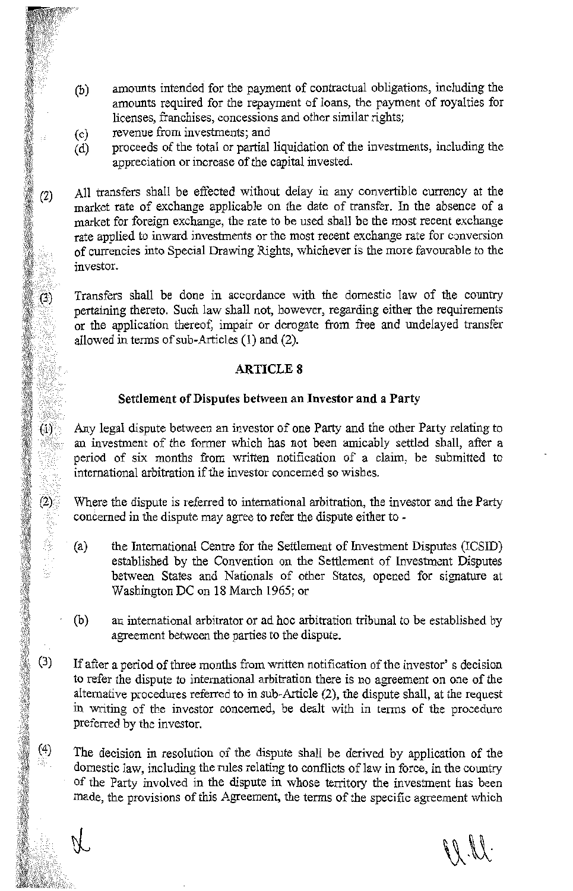(b) amounts intended for the payment of contractual obligations, including the amounts required for the repayment of loans, the payment of royalties for licenses, franchises, concessions and other similar rights;

(c) revenue from investments; and

(d) proceeds of the total or partial liquidation of the investments, including the appreciation or increase of the capital invested.

(2) All transfers shall be effected without delay in any convertible currency at the market rate of exchange applicable on the date of transfer. In the absence of a market for foreign exchange, the rate to be used shall be the most recent exchange rate applied to inward investments or the most recent exchange rate for conversion of currencies into Special Drawing Rights, whichever is the more favourable to the investor.

(3) Transfers shall be done in accordance with the domestic law of the country pertaining thereto. Such law shall not, however, regarding either the requirements or the application thereof, impair or derogate from free and undelayed transfer allowed in terms of sub-Articles (1) and (2).

## ARTICLE 8

### Settlement of Disputes between an Investor and a Party

(1) Any legal dispute between an investor of one Party and the other Party relating to an investment of the former which has not been amicably settled shall, after a period of six months from written notification of a claim, be submitted to international arbitration if the investor concerned so wishes.

(2) Where the dispute is referred to international arbitration, the investor and the Party concerned in the dispute may agree to refer the dispute either to -

(a) the International Centre for the Settlement of Investment Disputes (ICSID) established by the Convention on the Settlement of Investment Disputes between States and Nationals of other States, opened for signature at Washington DC on 18 March 1965; or

(b) an international arbitrator or ad hoc arbitration tribunal to be established by agreement between the parties to the dispute.

(3) If after a period of three months from written notification of the investor' s decision to refer the dispute to international arbitration there is no agreement on one of the alternative procedures referred to in sub-Article (2), the dispute shall, at the request in writing of the investor concerned, be dealt with in terms of the procedure preferred by the investor.

(4) The decision in resolution of the dispute shall be derived by application of the domestic law, including the rules relating to conflicts of law in force, in the country of the Party involved in the dispute in whose territory the investment has been made, the provisions of this Agreement, the terms of the specific agreement which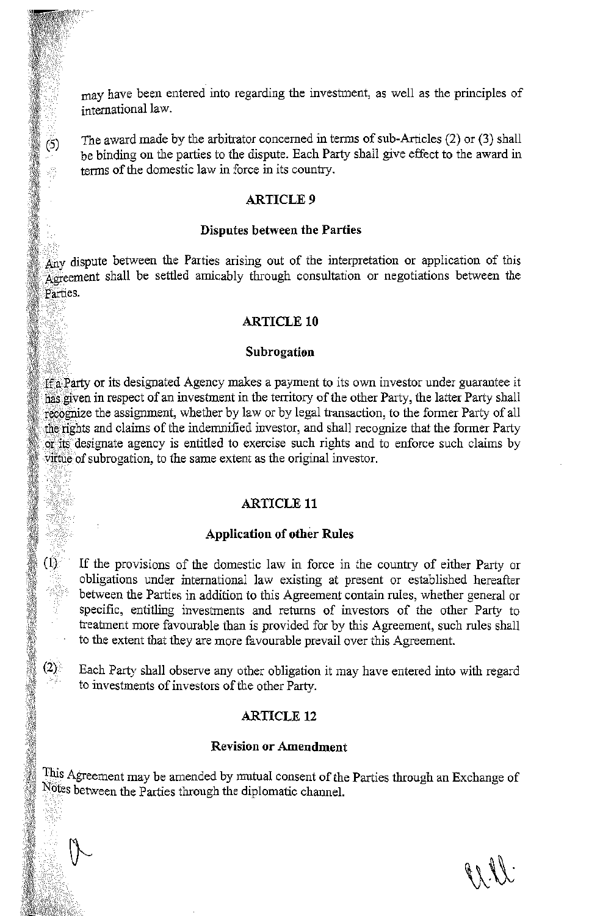may have been entered into regarding the investment, as well as the principles of international law.

(5) The award made by the arbitrator concerned in terms of sub-Articles (2) or (3) shall be binding on the parties to the dispute. Each Party shall give effect to the award in terms of the domestic law in force in its country.

## ARTICLE 9

### Disputes between the Parties

Any dispute between the Parties arising out of the interpretation or application of this Agreement shall be settled amicably through consultation or negotiations between the Parties.

## ARTICLE 10

### Subrogation

If a Party or its designated Agency makes a payment to its own investor under guarantee it has given in respect of an investment in the territory of the other Party, the latter Party shall recognize the assignment, whether by law or by legal transaction, to the former Party of all the rights and claims of the indemnified investor, and shall recognize that the former Party or its designate agency is entitled to exercise such rights and to enforce such claims by virtue of subrogation, to the same extent as the original investor.

## ARTICLE 11

### Application of other Rules

(1) If the provisions of the domestic law in force in the country of either Party or obligations under international law existing at present or established hereafter between the Parties in addition to this Agreement contain rules, whether general or specific, entitling investments and returns of investors of the other Party to treatment more favourable than is provided for by this Agreement, such rules shall to the extent that they are more favourable prevail over this Agreement.

(2) Each Party shall observe any other obligation it may have entered into with regard to investments of investors of the other Party.

## ARTICLE 12

### Revision or Amendment

This Agreement may be amended by mutual consent of the Parties through an Exchange of Notes between the Parties through the diplomatic channel.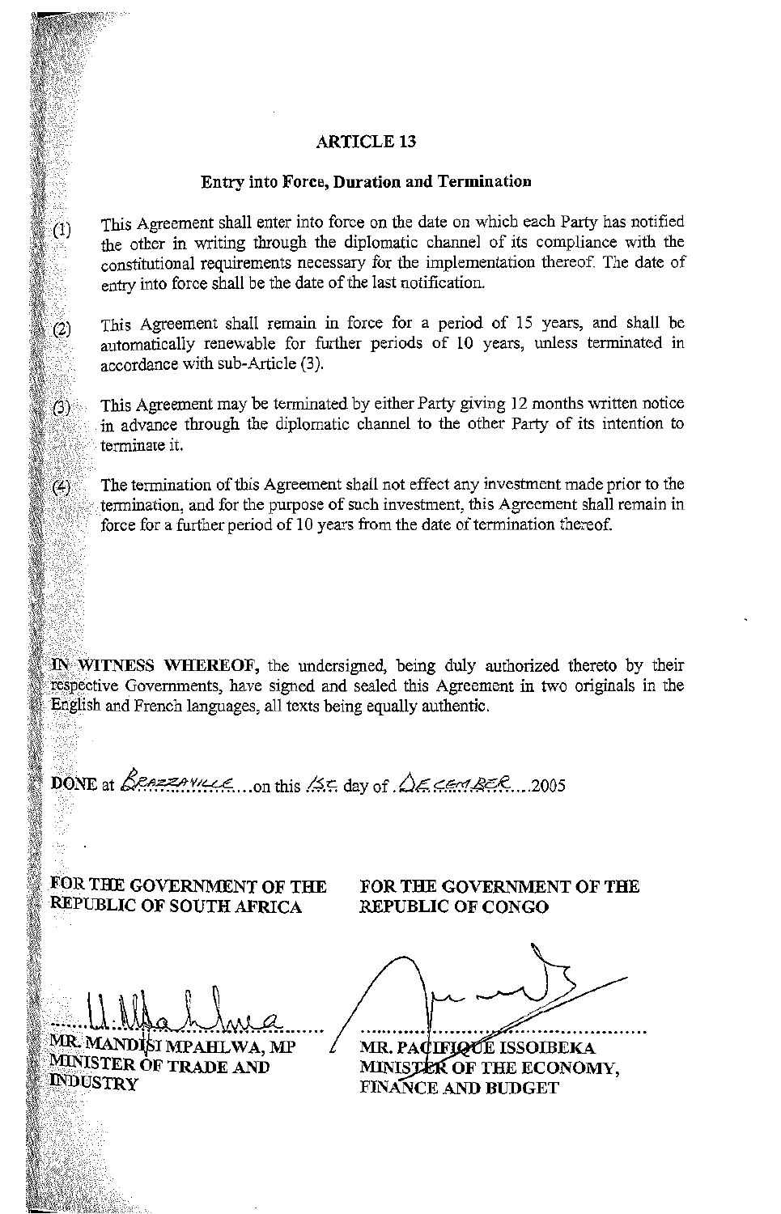## ARTICLE 13

### Entry into Force, Duration and Termination

(1) This Agreement shall enter into force on the date on which each Party has notified the other in writing through the diplomatic channel of its compliance with the constitutional requirements necessary for the implementation thereof. The date of entry into force shall be the date of the last notification.

(2) This Agreement shall remain in force for a period of 15 years, and shall be automatically renewable for further periods of 10 years, unless terminated in accordance with sub-Article (3).

(3) This Agreement may be terminated by either Party giving 12 months written notice in advance through the diplomatic channel to the other Party of its intention to terminate it.

(4) The termination of this Agreement shall not effect any investment made prior to the termination, and for the purpose of such investment, this Agreement shall remain in force for a further period of 10 years from the date of termination thereof.

**IN WITNESS WHEREOF,** the undersigned, being duly authorized thereto by their respective Governments, have signed and sealed this Agreement in two originals in the English and French languages, all texts being equally authentic.

**DONE** at *Brazzaville* on this *1st* day of *December* 2005

| **FOR THE GOVERNMENT OF THE REPUBLIC OF SOUTH AFRICA** | **FOR THE GOVERNMENT OF THE REPUBLIC OF CONGO** |
| --- | --- |
| **MR. MANDISI MPAHLWA, MP** | **MR. PACIFIQUE ISSOIBEKA** |
| **MINISTER OF TRADE AND INDUSTRY** | **MINISTER OF THE ECONOMY, FINANCE AND BUDGET** |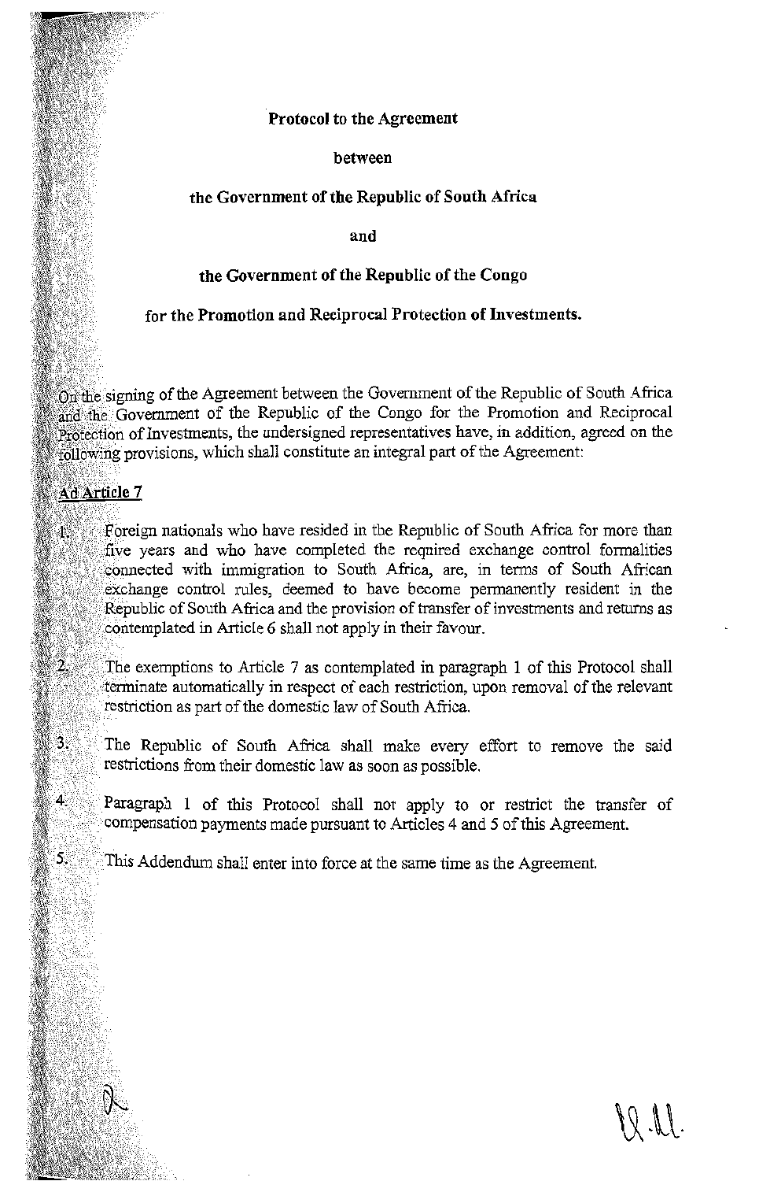**Protocol to the Agreement**

**between**

**the Government of the Republic of South Africa**

**and**

**the Government of the Republic of the Congo**

**for the Promotion and Reciprocal Protection of Investments.**

On the signing of the Agreement between the Government of the Republic of South Africa and the Government of the Republic of the Congo for the Promotion and Reciprocal Protection of Investments, the undersigned representatives have, in addition, agreed on the following provisions, which shall constitute an integral part of the Agreement:

**Ad Article 7**

1. Foreign nationals who have resided in the Republic of South Africa for more than five years and who have completed the required exchange control formalities connected with immigration to South Africa, are, in terms of South African exchange control rules, deemed to have become permanently resident in the Republic of South Africa and the provision of transfer of investments and returns as contemplated in Article 6 shall not apply in their favour.

2. The exemptions to Article 7 as contemplated in paragraph 1 of this Protocol shall terminate automatically in respect of each restriction, upon removal of the relevant restriction as part of the domestic law of South Africa.

3. The Republic of South Africa shall make every effort to remove the said restrictions from their domestic law as soon as possible.

4. Paragraph 1 of this Protocol shall not apply to or restrict the transfer of compensation payments made pursuant to Articles 4 and 5 of this Agreement.

5. This Addendum shall enter into force at the same time as the Agreement.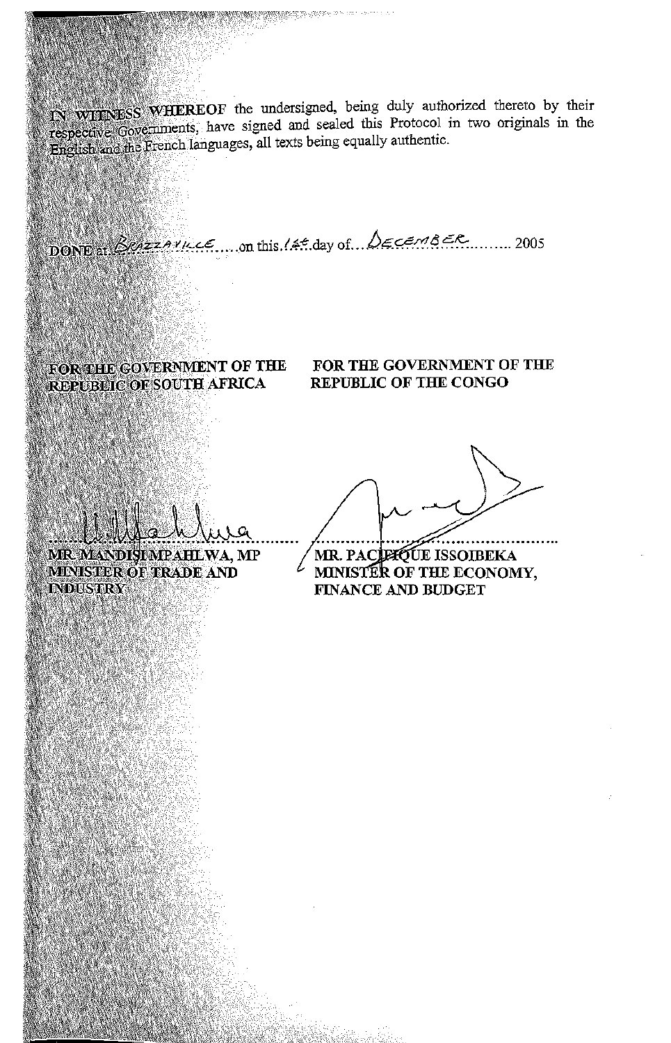IN WITNESS WHEREOF the undersigned, being duly authorized thereto by their respective Governments, have signed and sealed this Protocol in two originals in the English and the French languages, all texts being equally authentic.

DONE at BRAZZAVILLE on this 1st day of DECEMBER 2005

| FOR THE GOVERNMENT OF THE REPUBLIC OF SOUTH AFRICA | FOR THE GOVERNMENT OF THE REPUBLIC OF THE CONGO |
| --- | --- |
| MR MANDISI MPAHLWA, MP<br>MINISTER OF TRADE AND INDUSTRY | MR. PACIFIQUE ISSOIBEKA<br>MINISTER OF THE ECONOMY, FINANCE AND BUDGET |